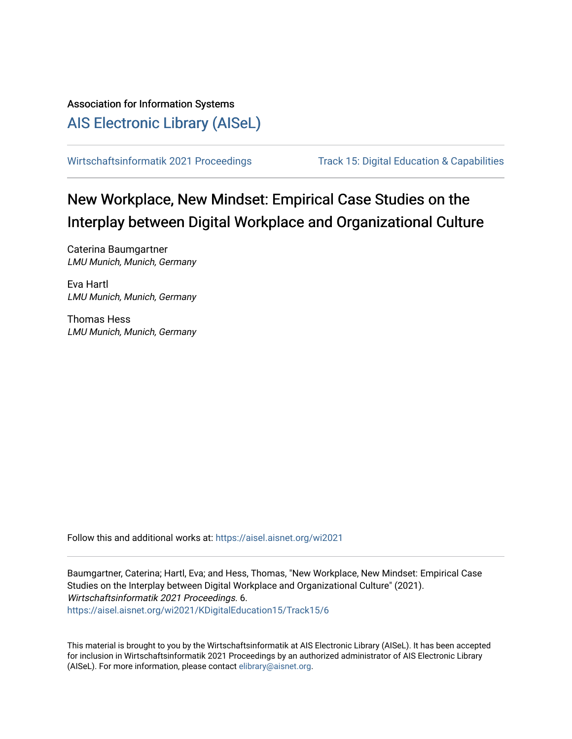Association for Information Systems

# AIS Electronic Library (AISeL)

Wirtschaftsinformatik 2021 Proceedings | Track 15: Digital Education & Capabilities

## New Workplace, New Mindset: Empirical Case Studies on the Interplay between Digital Workplace and Organizational Culture

Caterina Baumgartner
*LMU Munich, Munich, Germany*

Eva Hartl
*LMU Munich, Munich, Germany*

Thomas Hess
*LMU Munich, Munich, Germany*

Follow this and additional works at: https://aisel.aisnet.org/wi2021

Baumgartner, Caterina; Hartl, Eva; and Hess, Thomas, "New Workplace, New Mindset: Empirical Case Studies on the Interplay between Digital Workplace and Organizational Culture" (2021). *Wirtschaftsinformatik 2021 Proceedings.* 6.
https://aisel.aisnet.org/wi2021/KDigitalEducation15/Track15/6

This material is brought to you by the Wirtschaftsinformatik at AIS Electronic Library (AISeL). It has been accepted for inclusion in Wirtschaftsinformatik 2021 Proceedings by an authorized administrator of AIS Electronic Library (AISeL). For more information, please contact elibrary@aisnet.org.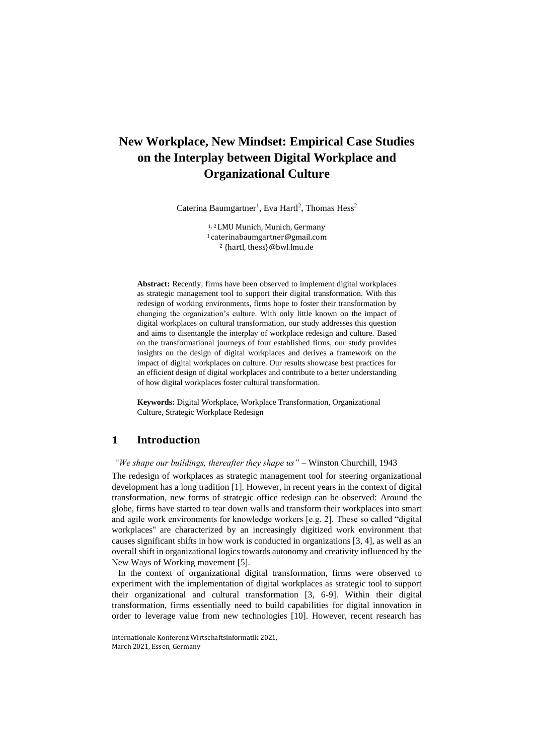# New Workplace, New Mindset: Empirical Case Studies on the Interplay between Digital Workplace and Organizational Culture

Caterina Baumgartner[1], Eva Hartl[2], Thomas Hess[2]

[1, 2] LMU Munich, Munich, Germany
[1] caterinabaumgartner@gmail.com
[2] {hartl, thess}@bwl.lmu.de

**Abstract:** Recently, firms have been observed to implement digital workplaces as strategic management tool to support their digital transformation. With this redesign of working environments, firms hope to foster their transformation by changing the organization's culture. With only little known on the impact of digital workplaces on cultural transformation, our study addresses this question and aims to disentangle the interplay of workplace redesign and culture. Based on the transformational journeys of four established firms, our study provides insights on the design of digital workplaces and derives a framework on the impact of digital workplaces on culture. Our results showcase best practices for an efficient design of digital workplaces and contribute to a better understanding of how digital workplaces foster cultural transformation.

**Keywords:** Digital Workplace, Workplace Transformation, Organizational Culture, Strategic Workplace Redesign

## 1 Introduction

*"We shape our buildings, thereafter they shape us"* – Winston Churchill, 1943

The redesign of workplaces as strategic management tool for steering organizational development has a long tradition [1]. However, in recent years in the context of digital transformation, new forms of strategic office redesign can be observed: Around the globe, firms have started to tear down walls and transform their workplaces into smart and agile work environments for knowledge workers [e.g. 2]. These so called "digital workplaces" are characterized by an increasingly digitized work environment that causes significant shifts in how work is conducted in organizations [3, 4], as well as an overall shift in organizational logics towards autonomy and creativity influenced by the New Ways of Working movement [5].

In the context of organizational digital transformation, firms were observed to experiment with the implementation of digital workplaces as strategic tool to support their organizational and cultural transformation [3, 6-9]. Within their digital transformation, firms essentially need to build capabilities for digital innovation in order to leverage value from new technologies [10]. However, recent research has

Internationale Konferenz Wirtschaftsinformatik 2021,
March 2021, Essen, Germany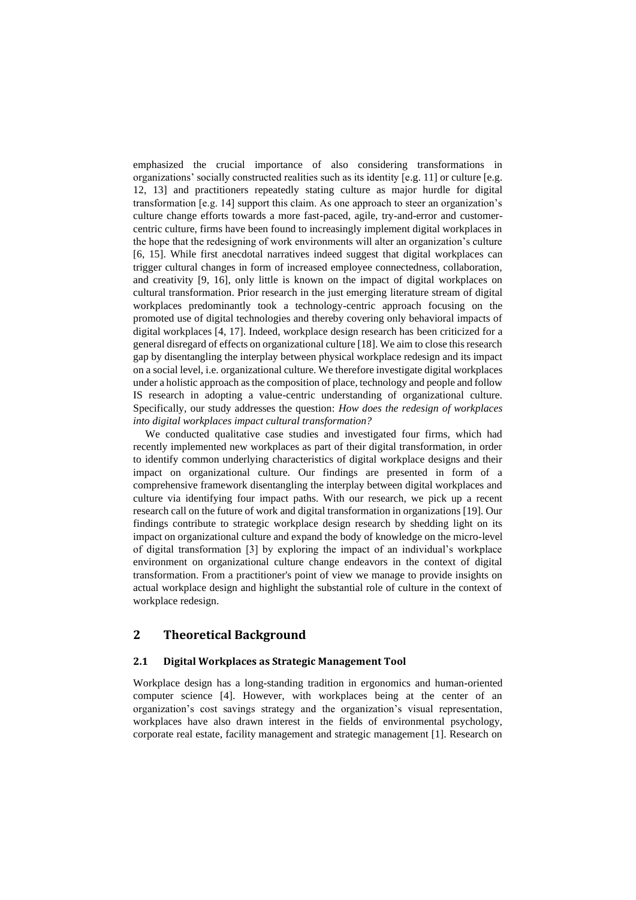emphasized the crucial importance of also considering transformations in organizations' socially constructed realities such as its identity [e.g. 11] or culture [e.g. 12, 13] and practitioners repeatedly stating culture as major hurdle for digital transformation [e.g. 14] support this claim. As one approach to steer an organization's culture change efforts towards a more fast-paced, agile, try-and-error and customer-centric culture, firms have been found to increasingly implement digital workplaces in the hope that the redesigning of work environments will alter an organization's culture [6, 15]. While first anecdotal narratives indeed suggest that digital workplaces can trigger cultural changes in form of increased employee connectedness, collaboration, and creativity [9, 16], only little is known on the impact of digital workplaces on cultural transformation. Prior research in the just emerging literature stream of digital workplaces predominantly took a technology-centric approach focusing on the promoted use of digital technologies and thereby covering only behavioral impacts of digital workplaces [4, 17]. Indeed, workplace design research has been criticized for a general disregard of effects on organizational culture [18]. We aim to close this research gap by disentangling the interplay between physical workplace redesign and its impact on a social level, i.e. organizational culture. We therefore investigate digital workplaces under a holistic approach as the composition of place, technology and people and follow IS research in adopting a value-centric understanding of organizational culture. Specifically, our study addresses the question: *How does the redesign of workplaces into digital workplaces impact cultural transformation?*

We conducted qualitative case studies and investigated four firms, which had recently implemented new workplaces as part of their digital transformation, in order to identify common underlying characteristics of digital workplace designs and their impact on organizational culture. Our findings are presented in form of a comprehensive framework disentangling the interplay between digital workplaces and culture via identifying four impact paths. With our research, we pick up a recent research call on the future of work and digital transformation in organizations [19]. Our findings contribute to strategic workplace design research by shedding light on its impact on organizational culture and expand the body of knowledge on the micro-level of digital transformation [3] by exploring the impact of an individual's workplace environment on organizational culture change endeavors in the context of digital transformation. From a practitioner's point of view we manage to provide insights on actual workplace design and highlight the substantial role of culture in the context of workplace redesign.

## 2 Theoretical Background

### 2.1 Digital Workplaces as Strategic Management Tool

Workplace design has a long-standing tradition in ergonomics and human-oriented computer science [4]. However, with workplaces being at the center of an organization's cost savings strategy and the organization's visual representation, workplaces have also drawn interest in the fields of environmental psychology, corporate real estate, facility management and strategic management [1]. Research on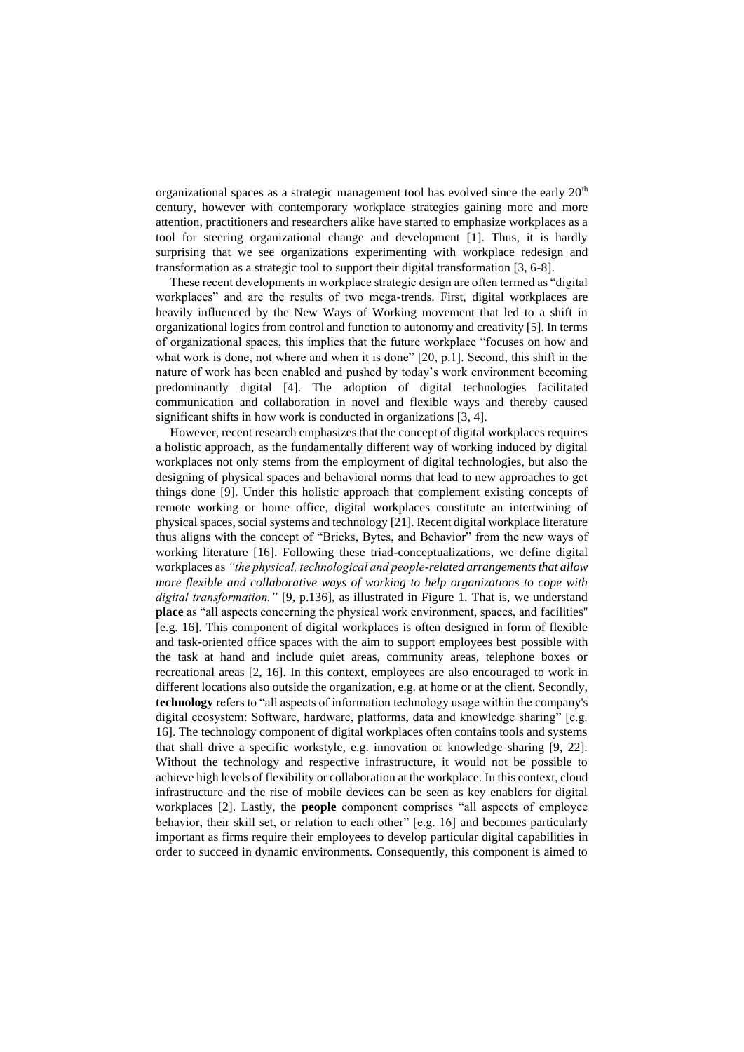organizational spaces as a strategic management tool has evolved since the early 20th century, however with contemporary workplace strategies gaining more and more attention, practitioners and researchers alike have started to emphasize workplaces as a tool for steering organizational change and development [1]. Thus, it is hardly surprising that we see organizations experimenting with workplace redesign and transformation as a strategic tool to support their digital transformation [3, 6-8].

These recent developments in workplace strategic design are often termed as "digital workplaces" and are the results of two mega-trends. First, digital workplaces are heavily influenced by the New Ways of Working movement that led to a shift in organizational logics from control and function to autonomy and creativity [5]. In terms of organizational spaces, this implies that the future workplace "focuses on how and what work is done, not where and when it is done" [20, p.1]. Second, this shift in the nature of work has been enabled and pushed by today's work environment becoming predominantly digital [4]. The adoption of digital technologies facilitated communication and collaboration in novel and flexible ways and thereby caused significant shifts in how work is conducted in organizations [3, 4].

However, recent research emphasizes that the concept of digital workplaces requires a holistic approach, as the fundamentally different way of working induced by digital workplaces not only stems from the employment of digital technologies, but also the designing of physical spaces and behavioral norms that lead to new approaches to get things done [9]. Under this holistic approach that complement existing concepts of remote working or home office, digital workplaces constitute an intertwining of physical spaces, social systems and technology [21]. Recent digital workplace literature thus aligns with the concept of "Bricks, Bytes, and Behavior" from the new ways of working literature [16]. Following these triad-conceptualizations, we define digital workplaces as *"the physical, technological and people-related arrangements that allow more flexible and collaborative ways of working to help organizations to cope with digital transformation."* [9, p.136], as illustrated in Figure 1. That is, we understand **place** as "all aspects concerning the physical work environment, spaces, and facilities" [e.g. 16]. This component of digital workplaces is often designed in form of flexible and task-oriented office spaces with the aim to support employees best possible with the task at hand and include quiet areas, community areas, telephone boxes or recreational areas [2, 16]. In this context, employees are also encouraged to work in different locations also outside the organization, e.g. at home or at the client. Secondly, **technology** refers to "all aspects of information technology usage within the company's digital ecosystem: Software, hardware, platforms, data and knowledge sharing" [e.g. 16]. The technology component of digital workplaces often contains tools and systems that shall drive a specific workstyle, e.g. innovation or knowledge sharing [9, 22]. Without the technology and respective infrastructure, it would not be possible to achieve high levels of flexibility or collaboration at the workplace. In this context, cloud infrastructure and the rise of mobile devices can be seen as key enablers for digital workplaces [2]. Lastly, the **people** component comprises "all aspects of employee behavior, their skill set, or relation to each other" [e.g. 16] and becomes particularly important as firms require their employees to develop particular digital capabilities in order to succeed in dynamic environments. Consequently, this component is aimed to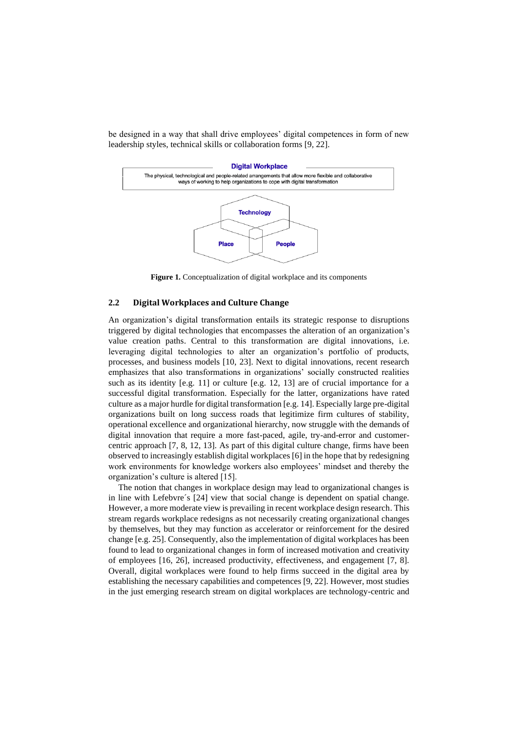be designed in a way that shall drive employees' digital competences in form of new leadership styles, technical skills or collaboration forms [9, 22].

**Digital Workplace**

The physical, technological and people-related arrangements that allow more flexible and collaborative ways of working to help organizations to cope with digital transformation

Technology

Place

People

**Figure 1.** Conceptualization of digital workplace and its components

### 2.2 Digital Workplaces and Culture Change

An organization's digital transformation entails its strategic response to disruptions triggered by digital technologies that encompasses the alteration of an organization's value creation paths. Central to this transformation are digital innovations, i.e. leveraging digital technologies to alter an organization's portfolio of products, processes, and business models [10, 23]. Next to digital innovations, recent research emphasizes that also transformations in organizations' socially constructed realities such as its identity [e.g. 11] or culture [e.g. 12, 13] are of crucial importance for a successful digital transformation. Especially for the latter, organizations have rated culture as a major hurdle for digital transformation [e.g. 14]. Especially large pre-digital organizations built on long success roads that legitimize firm cultures of stability, operational excellence and organizational hierarchy, now struggle with the demands of digital innovation that require a more fast-paced, agile, try-and-error and customer-centric approach [7, 8, 12, 13]. As part of this digital culture change, firms have been observed to increasingly establish digital workplaces [6] in the hope that by redesigning work environments for knowledge workers also employees' mindset and thereby the organization's culture is altered [15].

The notion that changes in workplace design may lead to organizational changes is in line with Lefebvre´s [24] view that social change is dependent on spatial change. However, a more moderate view is prevailing in recent workplace design research. This stream regards workplace redesigns as not necessarily creating organizational changes by themselves, but they may function as accelerator or reinforcement for the desired change [e.g. 25]. Consequently, also the implementation of digital workplaces has been found to lead to organizational changes in form of increased motivation and creativity of employees [16, 26], increased productivity, effectiveness, and engagement [7, 8]. Overall, digital workplaces were found to help firms succeed in the digital area by establishing the necessary capabilities and competences [9, 22]. However, most studies in the just emerging research stream on digital workplaces are technology-centric and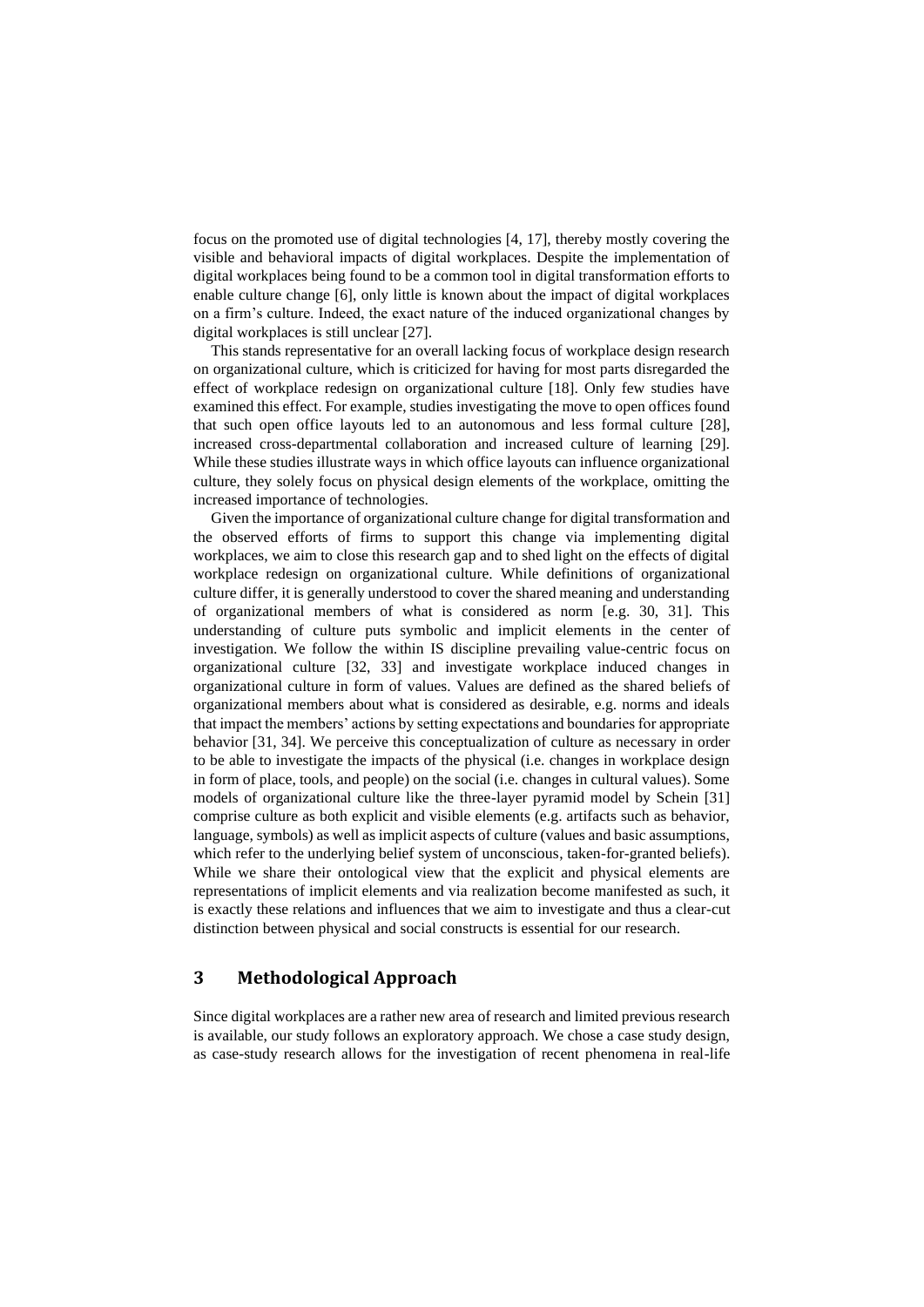focus on the promoted use of digital technologies [4, 17], thereby mostly covering the visible and behavioral impacts of digital workplaces. Despite the implementation of digital workplaces being found to be a common tool in digital transformation efforts to enable culture change [6], only little is known about the impact of digital workplaces on a firm's culture. Indeed, the exact nature of the induced organizational changes by digital workplaces is still unclear [27].

This stands representative for an overall lacking focus of workplace design research on organizational culture, which is criticized for having for most parts disregarded the effect of workplace redesign on organizational culture [18]. Only few studies have examined this effect. For example, studies investigating the move to open offices found that such open office layouts led to an autonomous and less formal culture [28], increased cross-departmental collaboration and increased culture of learning [29]. While these studies illustrate ways in which office layouts can influence organizational culture, they solely focus on physical design elements of the workplace, omitting the increased importance of technologies.

Given the importance of organizational culture change for digital transformation and the observed efforts of firms to support this change via implementing digital workplaces, we aim to close this research gap and to shed light on the effects of digital workplace redesign on organizational culture. While definitions of organizational culture differ, it is generally understood to cover the shared meaning and understanding of organizational members of what is considered as norm [e.g. 30, 31]. This understanding of culture puts symbolic and implicit elements in the center of investigation. We follow the within IS discipline prevailing value-centric focus on organizational culture [32, 33] and investigate workplace induced changes in organizational culture in form of values. Values are defined as the shared beliefs of organizational members about what is considered as desirable, e.g. norms and ideals that impact the members' actions by setting expectations and boundaries for appropriate behavior [31, 34]. We perceive this conceptualization of culture as necessary in order to be able to investigate the impacts of the physical (i.e. changes in workplace design in form of place, tools, and people) on the social (i.e. changes in cultural values). Some models of organizational culture like the three-layer pyramid model by Schein [31] comprise culture as both explicit and visible elements (e.g. artifacts such as behavior, language, symbols) as well as implicit aspects of culture (values and basic assumptions, which refer to the underlying belief system of unconscious, taken-for-granted beliefs). While we share their ontological view that the explicit and physical elements are representations of implicit elements and via realization become manifested as such, it is exactly these relations and influences that we aim to investigate and thus a clear-cut distinction between physical and social constructs is essential for our research.

## 3 Methodological Approach

Since digital workplaces are a rather new area of research and limited previous research is available, our study follows an exploratory approach. We chose a case study design, as case-study research allows for the investigation of recent phenomena in real-life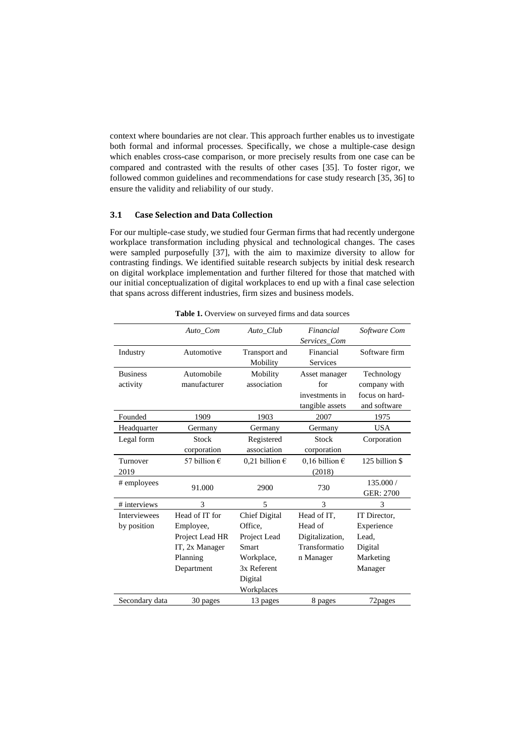context where boundaries are not clear. This approach further enables us to investigate both formal and informal processes. Specifically, we chose a multiple-case design which enables cross-case comparison, or more precisely results from one case can be compared and contrasted with the results of other cases [35]. To foster rigor, we followed common guidelines and recommendations for case study research [35, 36] to ensure the validity and reliability of our study.

### 3.1 Case Selection and Data Collection

For our multiple-case study, we studied four German firms that had recently undergone workplace transformation including physical and technological changes. The cases were sampled purposefully [37], with the aim to maximize diversity to allow for contrasting findings. We identified suitable research subjects by initial desk research on digital workplace implementation and further filtered for those that matched with our initial conceptualization of digital workplaces to end up with a final case selection that spans across different industries, firm sizes and business models.

**Table 1.** Overview on surveyed firms and data sources

| | *Auto_Com* | *Auto_Club* | *Financial Services_Com* | *Software Com* |
|---|---|---|---|---|
| Industry | Automotive | Transport and Mobility | Financial Services | Software firm |
| Business activity | Automobile manufacturer | Mobility association | Asset manager for investments in tangible assets | Technology company with focus on hard- and software |
| Founded | 1909 | 1903 | 2007 | 1975 |
| Headquarter | Germany | Germany | Germany | USA |
| Legal form | Stock corporation | Registered association | Stock corporation | Corporation |
| Turnover 2019 | 57 billion € | 0,21 billion € | 0,16 billion € (2018) | 125 billion $ |
| # employees | 91.000 | 2900 | 730 | 135.000 / GER: 2700 |
| # interviews | 3 | 5 | 3 | 3 |
| Interviewees by position | Head of IT for Employee, Project Lead HR IT, 2x Manager Planning Department | Chief Digital Office, Project Lead Smart Workplace, 3x Referent Digital Workplaces | Head of IT, Head of Digitalization, Transformation Manager | IT Director, Experience Lead, Digital Marketing Manager |
| Secondary data | 30 pages | 13 pages | 8 pages | 72pages |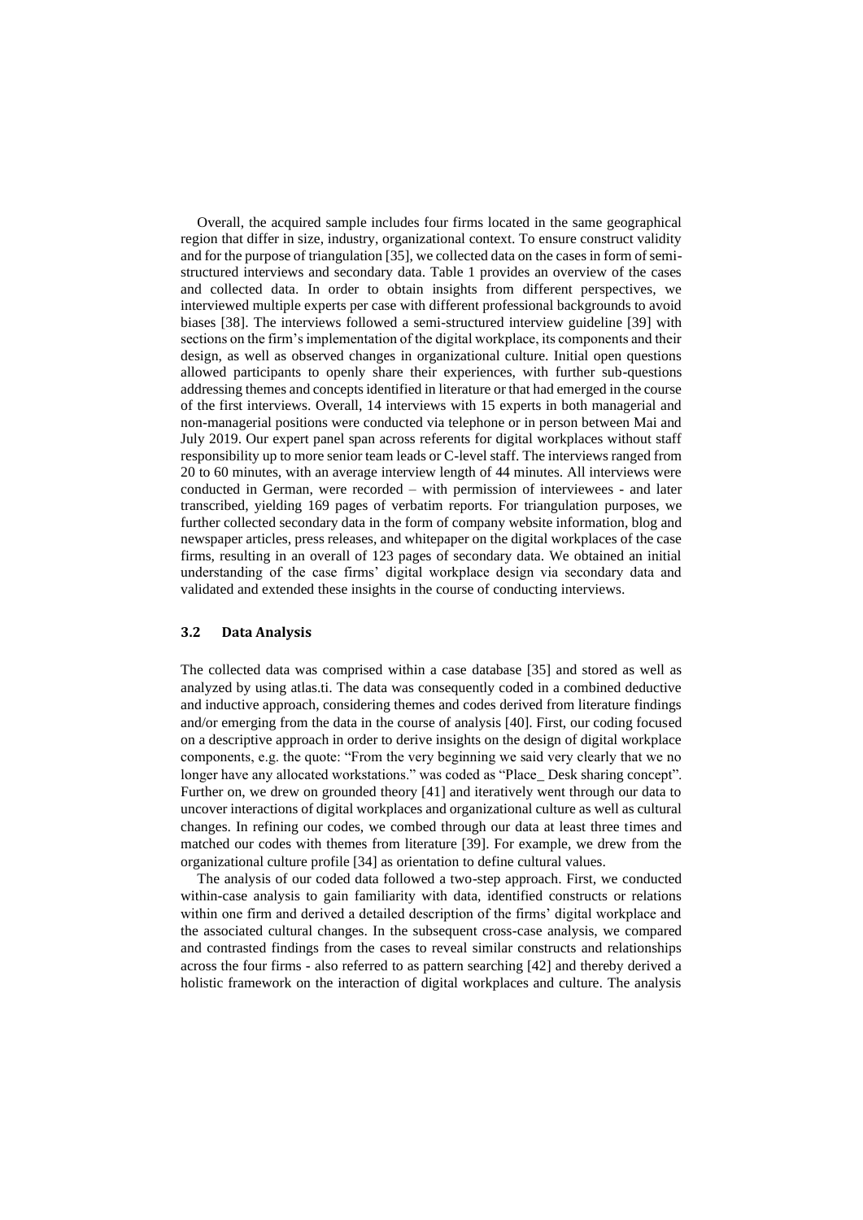Overall, the acquired sample includes four firms located in the same geographical region that differ in size, industry, organizational context. To ensure construct validity and for the purpose of triangulation [35], we collected data on the cases in form of semi-structured interviews and secondary data. Table 1 provides an overview of the cases and collected data. In order to obtain insights from different perspectives, we interviewed multiple experts per case with different professional backgrounds to avoid biases [38]. The interviews followed a semi-structured interview guideline [39] with sections on the firm's implementation of the digital workplace, its components and their design, as well as observed changes in organizational culture. Initial open questions allowed participants to openly share their experiences, with further sub-questions addressing themes and concepts identified in literature or that had emerged in the course of the first interviews. Overall, 14 interviews with 15 experts in both managerial and non-managerial positions were conducted via telephone or in person between Mai and July 2019. Our expert panel span across referents for digital workplaces without staff responsibility up to more senior team leads or C-level staff. The interviews ranged from 20 to 60 minutes, with an average interview length of 44 minutes. All interviews were conducted in German, were recorded – with permission of interviewees - and later transcribed, yielding 169 pages of verbatim reports. For triangulation purposes, we further collected secondary data in the form of company website information, blog and newspaper articles, press releases, and whitepaper on the digital workplaces of the case firms, resulting in an overall of 123 pages of secondary data. We obtained an initial understanding of the case firms' digital workplace design via secondary data and validated and extended these insights in the course of conducting interviews.

### 3.2 Data Analysis

The collected data was comprised within a case database [35] and stored as well as analyzed by using atlas.ti. The data was consequently coded in a combined deductive and inductive approach, considering themes and codes derived from literature findings and/or emerging from the data in the course of analysis [40]. First, our coding focused on a descriptive approach in order to derive insights on the design of digital workplace components, e.g. the quote: "From the very beginning we said very clearly that we no longer have any allocated workstations." was coded as "Place_ Desk sharing concept". Further on, we drew on grounded theory [41] and iteratively went through our data to uncover interactions of digital workplaces and organizational culture as well as cultural changes. In refining our codes, we combed through our data at least three times and matched our codes with themes from literature [39]. For example, we drew from the organizational culture profile [34] as orientation to define cultural values.

The analysis of our coded data followed a two-step approach. First, we conducted within-case analysis to gain familiarity with data, identified constructs or relations within one firm and derived a detailed description of the firms' digital workplace and the associated cultural changes. In the subsequent cross-case analysis, we compared and contrasted findings from the cases to reveal similar constructs and relationships across the four firms - also referred to as pattern searching [42] and thereby derived a holistic framework on the interaction of digital workplaces and culture. The analysis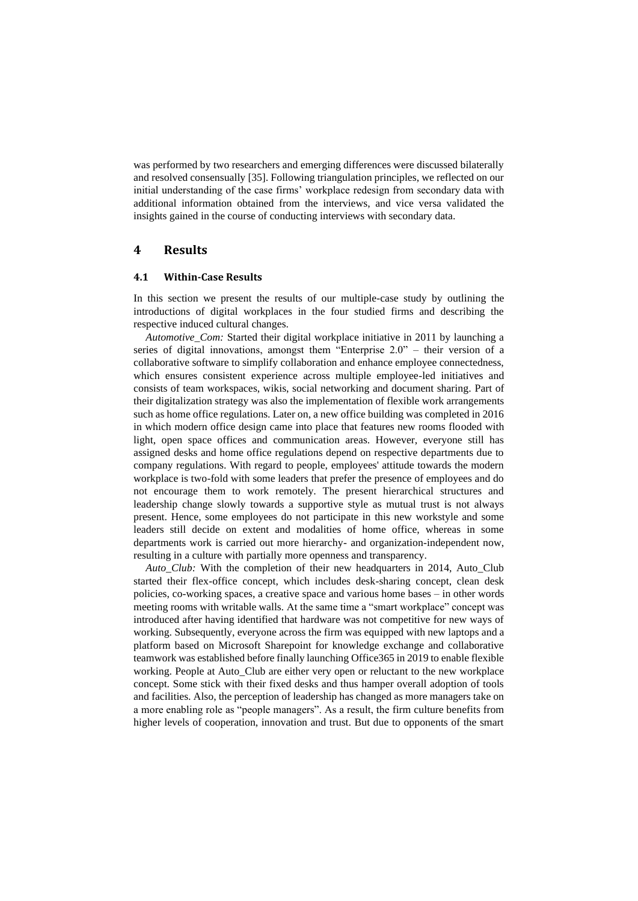was performed by two researchers and emerging differences were discussed bilaterally and resolved consensually [35]. Following triangulation principles, we reflected on our initial understanding of the case firms' workplace redesign from secondary data with additional information obtained from the interviews, and vice versa validated the insights gained in the course of conducting interviews with secondary data.

# 4 Results

## 4.1 Within-Case Results

In this section we present the results of our multiple-case study by outlining the introductions of digital workplaces in the four studied firms and describing the respective induced cultural changes.

*Automotive_Com:* Started their digital workplace initiative in 2011 by launching a series of digital innovations, amongst them "Enterprise 2.0" – their version of a collaborative software to simplify collaboration and enhance employee connectedness, which ensures consistent experience across multiple employee-led initiatives and consists of team workspaces, wikis, social networking and document sharing. Part of their digitalization strategy was also the implementation of flexible work arrangements such as home office regulations. Later on, a new office building was completed in 2016 in which modern office design came into place that features new rooms flooded with light, open space offices and communication areas. However, everyone still has assigned desks and home office regulations depend on respective departments due to company regulations. With regard to people, employees' attitude towards the modern workplace is two-fold with some leaders that prefer the presence of employees and do not encourage them to work remotely. The present hierarchical structures and leadership change slowly towards a supportive style as mutual trust is not always present. Hence, some employees do not participate in this new workstyle and some leaders still decide on extent and modalities of home office, whereas in some departments work is carried out more hierarchy- and organization-independent now, resulting in a culture with partially more openness and transparency.

*Auto_Club:* With the completion of their new headquarters in 2014, Auto_Club started their flex-office concept, which includes desk-sharing concept, clean desk policies, co-working spaces, a creative space and various home bases – in other words meeting rooms with writable walls. At the same time a "smart workplace" concept was introduced after having identified that hardware was not competitive for new ways of working. Subsequently, everyone across the firm was equipped with new laptops and a platform based on Microsoft Sharepoint for knowledge exchange and collaborative teamwork was established before finally launching Office365 in 2019 to enable flexible working. People at Auto_Club are either very open or reluctant to the new workplace concept. Some stick with their fixed desks and thus hamper overall adoption of tools and facilities. Also, the perception of leadership has changed as more managers take on a more enabling role as "people managers". As a result, the firm culture benefits from higher levels of cooperation, innovation and trust. But due to opponents of the smart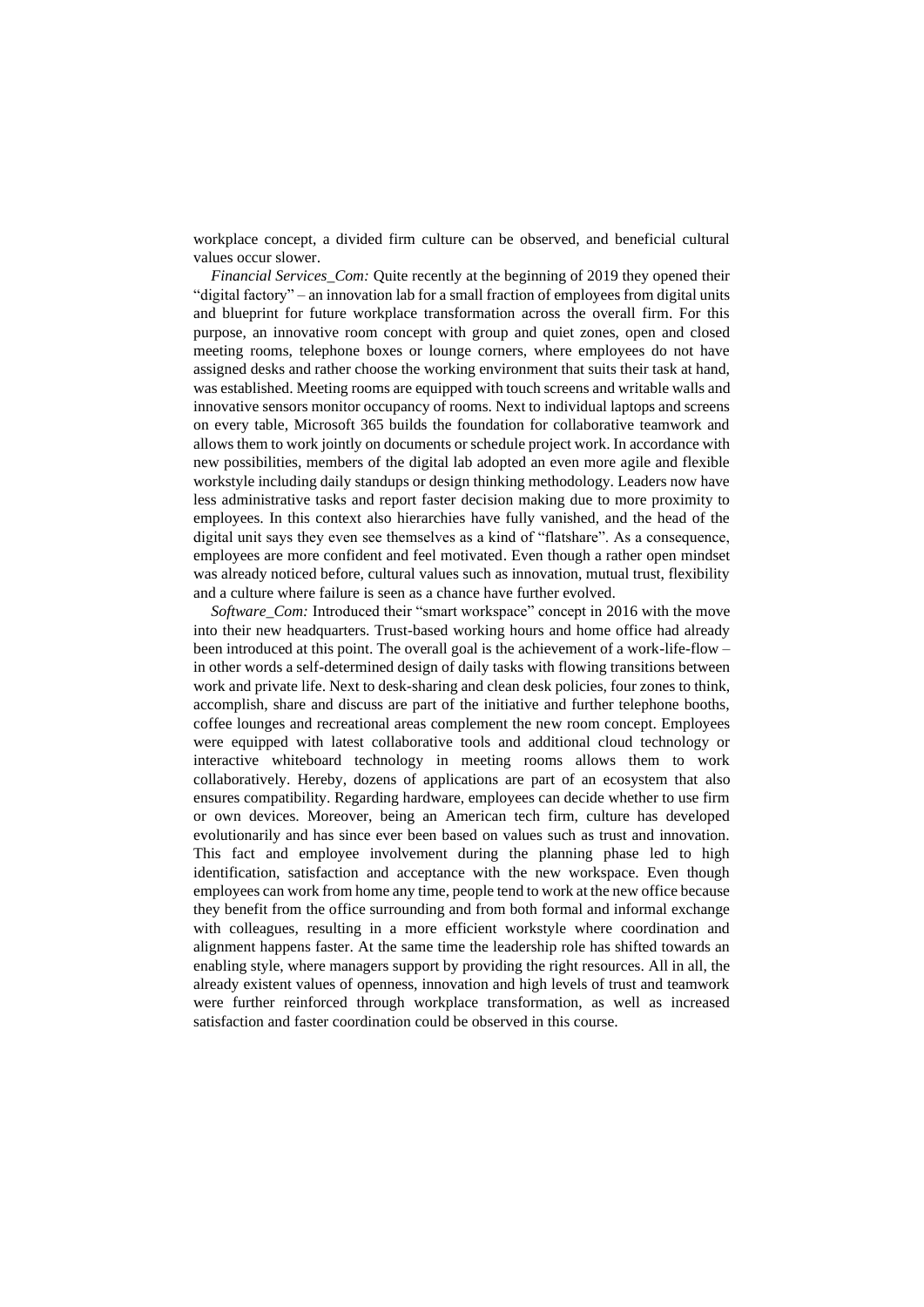workplace concept, a divided firm culture can be observed, and beneficial cultural values occur slower.

*Financial Services_Com:* Quite recently at the beginning of 2019 they opened their "digital factory" – an innovation lab for a small fraction of employees from digital units and blueprint for future workplace transformation across the overall firm. For this purpose, an innovative room concept with group and quiet zones, open and closed meeting rooms, telephone boxes or lounge corners, where employees do not have assigned desks and rather choose the working environment that suits their task at hand, was established. Meeting rooms are equipped with touch screens and writable walls and innovative sensors monitor occupancy of rooms. Next to individual laptops and screens on every table, Microsoft 365 builds the foundation for collaborative teamwork and allows them to work jointly on documents or schedule project work. In accordance with new possibilities, members of the digital lab adopted an even more agile and flexible workstyle including daily standups or design thinking methodology. Leaders now have less administrative tasks and report faster decision making due to more proximity to employees. In this context also hierarchies have fully vanished, and the head of the digital unit says they even see themselves as a kind of "flatshare". As a consequence, employees are more confident and feel motivated. Even though a rather open mindset was already noticed before, cultural values such as innovation, mutual trust, flexibility and a culture where failure is seen as a chance have further evolved.

*Software_Com:* Introduced their "smart workspace" concept in 2016 with the move into their new headquarters. Trust-based working hours and home office had already been introduced at this point. The overall goal is the achievement of a work-life-flow – in other words a self-determined design of daily tasks with flowing transitions between work and private life. Next to desk-sharing and clean desk policies, four zones to think, accomplish, share and discuss are part of the initiative and further telephone booths, coffee lounges and recreational areas complement the new room concept. Employees were equipped with latest collaborative tools and additional cloud technology or interactive whiteboard technology in meeting rooms allows them to work collaboratively. Hereby, dozens of applications are part of an ecosystem that also ensures compatibility. Regarding hardware, employees can decide whether to use firm or own devices. Moreover, being an American tech firm, culture has developed evolutionarily and has since ever been based on values such as trust and innovation. This fact and employee involvement during the planning phase led to high identification, satisfaction and acceptance with the new workspace. Even though employees can work from home any time, people tend to work at the new office because they benefit from the office surrounding and from both formal and informal exchange with colleagues, resulting in a more efficient workstyle where coordination and alignment happens faster. At the same time the leadership role has shifted towards an enabling style, where managers support by providing the right resources. All in all, the already existent values of openness, innovation and high levels of trust and teamwork were further reinforced through workplace transformation, as well as increased satisfaction and faster coordination could be observed in this course.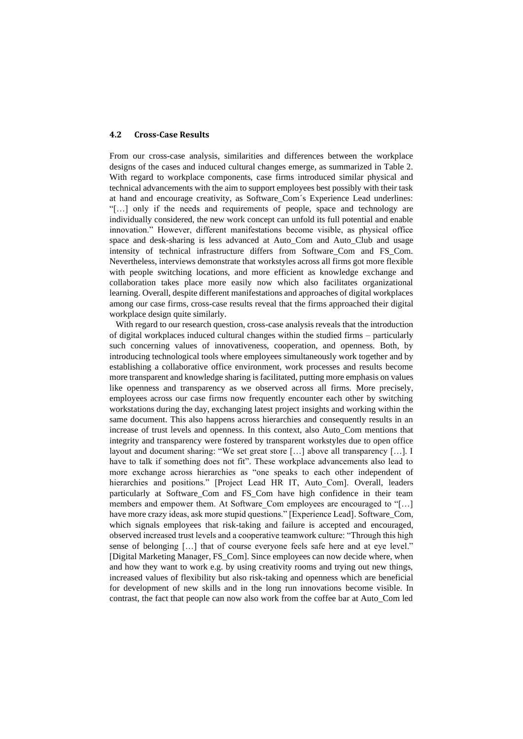### 4.2 Cross-Case Results

From our cross-case analysis, similarities and differences between the workplace designs of the cases and induced cultural changes emerge, as summarized in Table 2. With regard to workplace components, case firms introduced similar physical and technical advancements with the aim to support employees best possibly with their task at hand and encourage creativity, as Software_Com´s Experience Lead underlines: "[…] only if the needs and requirements of people, space and technology are individually considered, the new work concept can unfold its full potential and enable innovation." However, different manifestations become visible, as physical office space and desk-sharing is less advanced at Auto_Com and Auto_Club and usage intensity of technical infrastructure differs from Software_Com and FS_Com. Nevertheless, interviews demonstrate that workstyles across all firms got more flexible with people switching locations, and more efficient as knowledge exchange and collaboration takes place more easily now which also facilitates organizational learning. Overall, despite different manifestations and approaches of digital workplaces among our case firms, cross-case results reveal that the firms approached their digital workplace design quite similarly.

With regard to our research question, cross-case analysis reveals that the introduction of digital workplaces induced cultural changes within the studied firms – particularly such concerning values of innovativeness, cooperation, and openness. Both, by introducing technological tools where employees simultaneously work together and by establishing a collaborative office environment, work processes and results become more transparent and knowledge sharing is facilitated, putting more emphasis on values like openness and transparency as we observed across all firms. More precisely, employees across our case firms now frequently encounter each other by switching workstations during the day, exchanging latest project insights and working within the same document. This also happens across hierarchies and consequently results in an increase of trust levels and openness. In this context, also Auto_Com mentions that integrity and transparency were fostered by transparent workstyles due to open office layout and document sharing: "We set great store […] above all transparency […]. I have to talk if something does not fit". These workplace advancements also lead to more exchange across hierarchies as "one speaks to each other independent of hierarchies and positions." [Project Lead HR IT, Auto_Com]. Overall, leaders particularly at Software_Com and FS_Com have high confidence in their team members and empower them. At Software_Com employees are encouraged to "[…] have more crazy ideas, ask more stupid questions." [Experience Lead]. Software_Com, which signals employees that risk-taking and failure is accepted and encouraged, observed increased trust levels and a cooperative teamwork culture: "Through this high sense of belonging […] that of course everyone feels safe here and at eye level." [Digital Marketing Manager, FS_Com]. Since employees can now decide where, when and how they want to work e.g. by using creativity rooms and trying out new things, increased values of flexibility but also risk-taking and openness which are beneficial for development of new skills and in the long run innovations become visible. In contrast, the fact that people can now also work from the coffee bar at Auto_Com led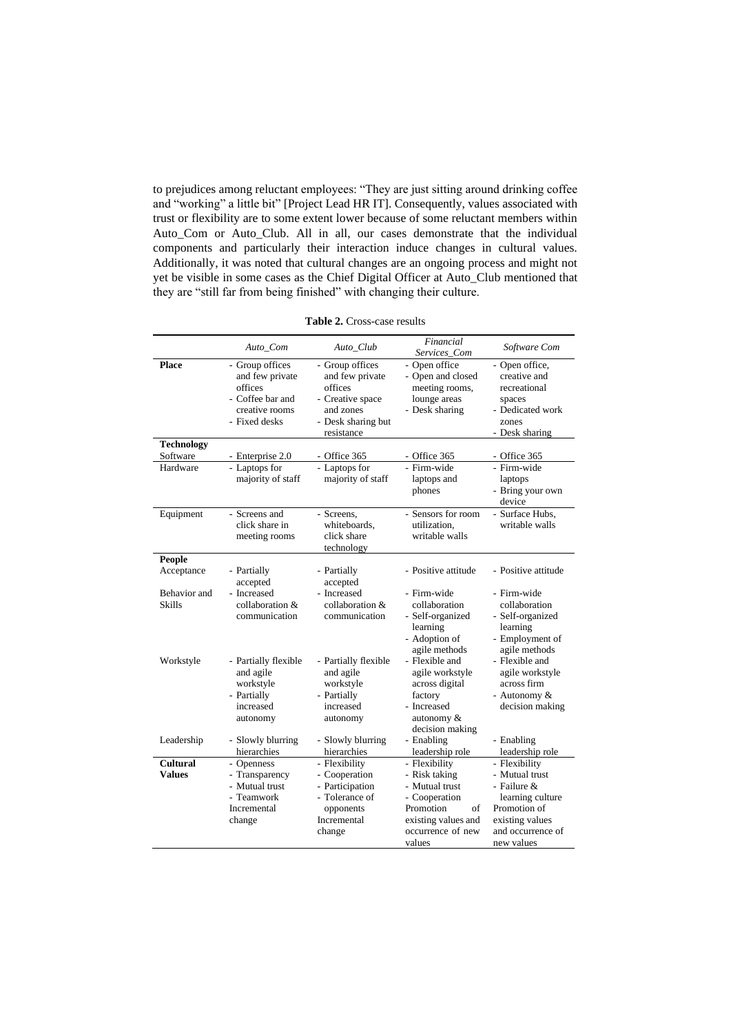to prejudices among reluctant employees: “They are just sitting around drinking coffee and “working” a little bit” [Project Lead HR IT]. Consequently, values associated with trust or flexibility are to some extent lower because of some reluctant members within Auto_Com or Auto_Club. All in all, our cases demonstrate that the individual components and particularly their interaction induce changes in cultural values. Additionally, it was noted that cultural changes are an ongoing process and might not yet be visible in some cases as the Chief Digital Officer at Auto_Club mentioned that they are “still far from being finished” with changing their culture.

**Table 2.** Cross-case results

| | *Auto_Com* | *Auto_Club* | *Financial Services_Com* | *Software Com* |
|---|---|---|---|---|
| **Place** | - Group offices and few private offices<br>- Coffee bar and creative rooms<br>- Fixed desks | - Group offices and few private offices<br>- Creative space and zones<br>- Desk sharing but resistance | - Open office<br>- Open and closed meeting rooms, lounge areas<br>- Desk sharing | - Open office, creative and recreational spaces<br>- Dedicated work zones<br>- Desk sharing |
| **Technology** | | | | |
| Software | - Enterprise 2.0 | - Office 365 | - Office 365 | - Office 365 |
| Hardware | - Laptops for majority of staff | - Laptops for majority of staff | - Firm-wide laptops and phones | - Firm-wide laptops<br>- Bring your own device |
| Equipment | - Screens and click share in meeting rooms | - Screens, whiteboards, click share technology | - Sensors for room utilization, writable walls | - Surface Hubs, writable walls |
| **People** | | | | |
| Acceptance | - Partially accepted | - Partially accepted | - Positive attitude | - Positive attitude |
| Behavior and Skills | - Increased collaboration & communication | - Increased collaboration & communication | - Firm-wide collaboration<br>- Self-organized learning<br>- Adoption of agile methods | - Firm-wide collaboration<br>- Self-organized learning<br>- Employment of agile methods |
| Workstyle | - Partially flexible and agile workstyle<br>- Partially increased autonomy | - Partially flexible and agile workstyle<br>- Partially increased autonomy | - Flexible and agile workstyle across digital factory<br>- Increased autonomy & decision making | - Flexible and agile workstyle across firm<br>- Autonomy & decision making |
| Leadership | - Slowly blurring hierarchies | - Slowly blurring hierarchies | - Enabling leadership role | - Enabling leadership role |
| **Cultural Values** | - Openness<br>- Transparency<br>- Mutual trust<br>- Teamwork<br>Incremental change | - Flexibility<br>- Cooperation<br>- Participation<br>- Tolerance of opponents<br>Incremental change | - Flexibility<br>- Risk taking<br>- Mutual trust<br>- Cooperation<br>Promotion of existing values and occurrence of new values | - Flexibility<br>- Mutual trust<br>- Failure & learning culture<br>Promotion of existing values and occurrence of new values |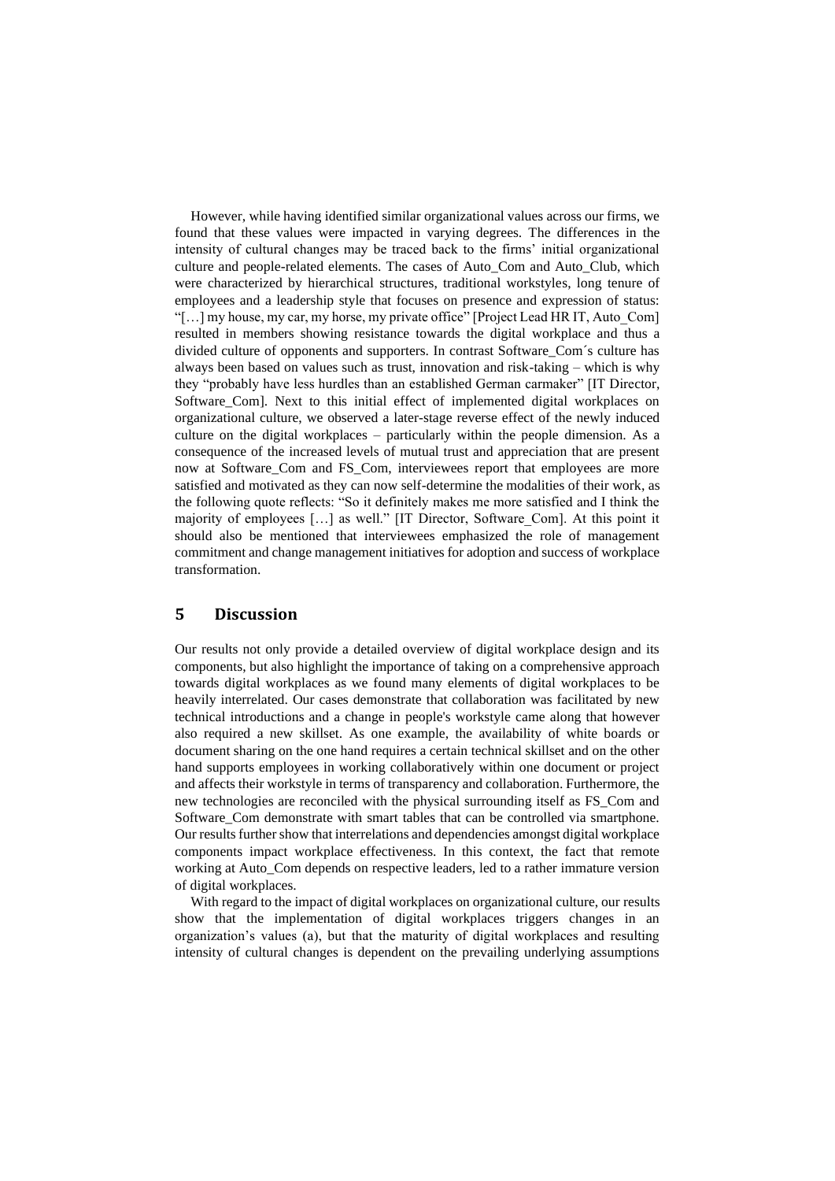However, while having identified similar organizational values across our firms, we found that these values were impacted in varying degrees. The differences in the intensity of cultural changes may be traced back to the firms' initial organizational culture and people-related elements. The cases of Auto_Com and Auto_Club, which were characterized by hierarchical structures, traditional workstyles, long tenure of employees and a leadership style that focuses on presence and expression of status: "[…] my house, my car, my horse, my private office" [Project Lead HR IT, Auto_Com] resulted in members showing resistance towards the digital workplace and thus a divided culture of opponents and supporters. In contrast Software_Com´s culture has always been based on values such as trust, innovation and risk-taking – which is why they "probably have less hurdles than an established German carmaker" [IT Director, Software_Com]. Next to this initial effect of implemented digital workplaces on organizational culture, we observed a later-stage reverse effect of the newly induced culture on the digital workplaces – particularly within the people dimension. As a consequence of the increased levels of mutual trust and appreciation that are present now at Software_Com and FS_Com, interviewees report that employees are more satisfied and motivated as they can now self-determine the modalities of their work, as the following quote reflects: "So it definitely makes me more satisfied and I think the majority of employees […] as well." [IT Director, Software_Com]. At this point it should also be mentioned that interviewees emphasized the role of management commitment and change management initiatives for adoption and success of workplace transformation.

## 5 Discussion

Our results not only provide a detailed overview of digital workplace design and its components, but also highlight the importance of taking on a comprehensive approach towards digital workplaces as we found many elements of digital workplaces to be heavily interrelated. Our cases demonstrate that collaboration was facilitated by new technical introductions and a change in people's workstyle came along that however also required a new skillset. As one example, the availability of white boards or document sharing on the one hand requires a certain technical skillset and on the other hand supports employees in working collaboratively within one document or project and affects their workstyle in terms of transparency and collaboration. Furthermore, the new technologies are reconciled with the physical surrounding itself as FS_Com and Software_Com demonstrate with smart tables that can be controlled via smartphone. Our results further show that interrelations and dependencies amongst digital workplace components impact workplace effectiveness. In this context, the fact that remote working at Auto_Com depends on respective leaders, led to a rather immature version of digital workplaces.

With regard to the impact of digital workplaces on organizational culture, our results show that the implementation of digital workplaces triggers changes in an organization's values (a), but that the maturity of digital workplaces and resulting intensity of cultural changes is dependent on the prevailing underlying assumptions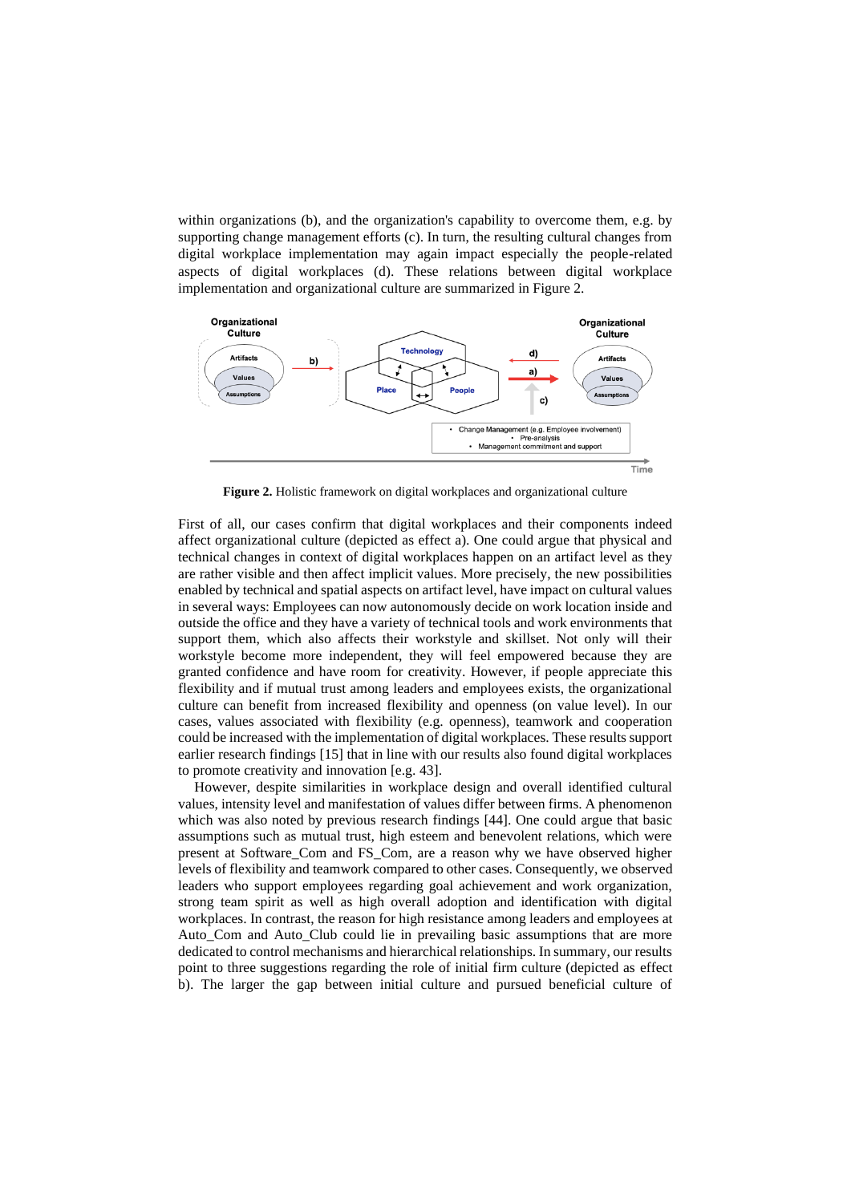within organizations (b), and the organization's capability to overcome them, e.g. by supporting change management efforts (c). In turn, the resulting cultural changes from digital workplace implementation may again impact especially the people-related aspects of digital workplaces (d). These relations between digital workplace implementation and organizational culture are summarized in Figure 2.

**Figure 2.** Holistic framework on digital workplaces and organizational culture

First of all, our cases confirm that digital workplaces and their components indeed affect organizational culture (depicted as effect a). One could argue that physical and technical changes in context of digital workplaces happen on an artifact level as they are rather visible and then affect implicit values. More precisely, the new possibilities enabled by technical and spatial aspects on artifact level, have impact on cultural values in several ways: Employees can now autonomously decide on work location inside and outside the office and they have a variety of technical tools and work environments that support them, which also affects their workstyle and skillset. Not only will their workstyle become more independent, they will feel empowered because they are granted confidence and have room for creativity. However, if people appreciate this flexibility and if mutual trust among leaders and employees exists, the organizational culture can benefit from increased flexibility and openness (on value level). In our cases, values associated with flexibility (e.g. openness), teamwork and cooperation could be increased with the implementation of digital workplaces. These results support earlier research findings [15] that in line with our results also found digital workplaces to promote creativity and innovation [e.g. 43].

However, despite similarities in workplace design and overall identified cultural values, intensity level and manifestation of values differ between firms. A phenomenon which was also noted by previous research findings [44]. One could argue that basic assumptions such as mutual trust, high esteem and benevolent relations, which were present at Software_Com and FS_Com, are a reason why we have observed higher levels of flexibility and teamwork compared to other cases. Consequently, we observed leaders who support employees regarding goal achievement and work organization, strong team spirit as well as high overall adoption and identification with digital workplaces. In contrast, the reason for high resistance among leaders and employees at Auto_Com and Auto_Club could lie in prevailing basic assumptions that are more dedicated to control mechanisms and hierarchical relationships. In summary, our results point to three suggestions regarding the role of initial firm culture (depicted as effect b). The larger the gap between initial culture and pursued beneficial culture of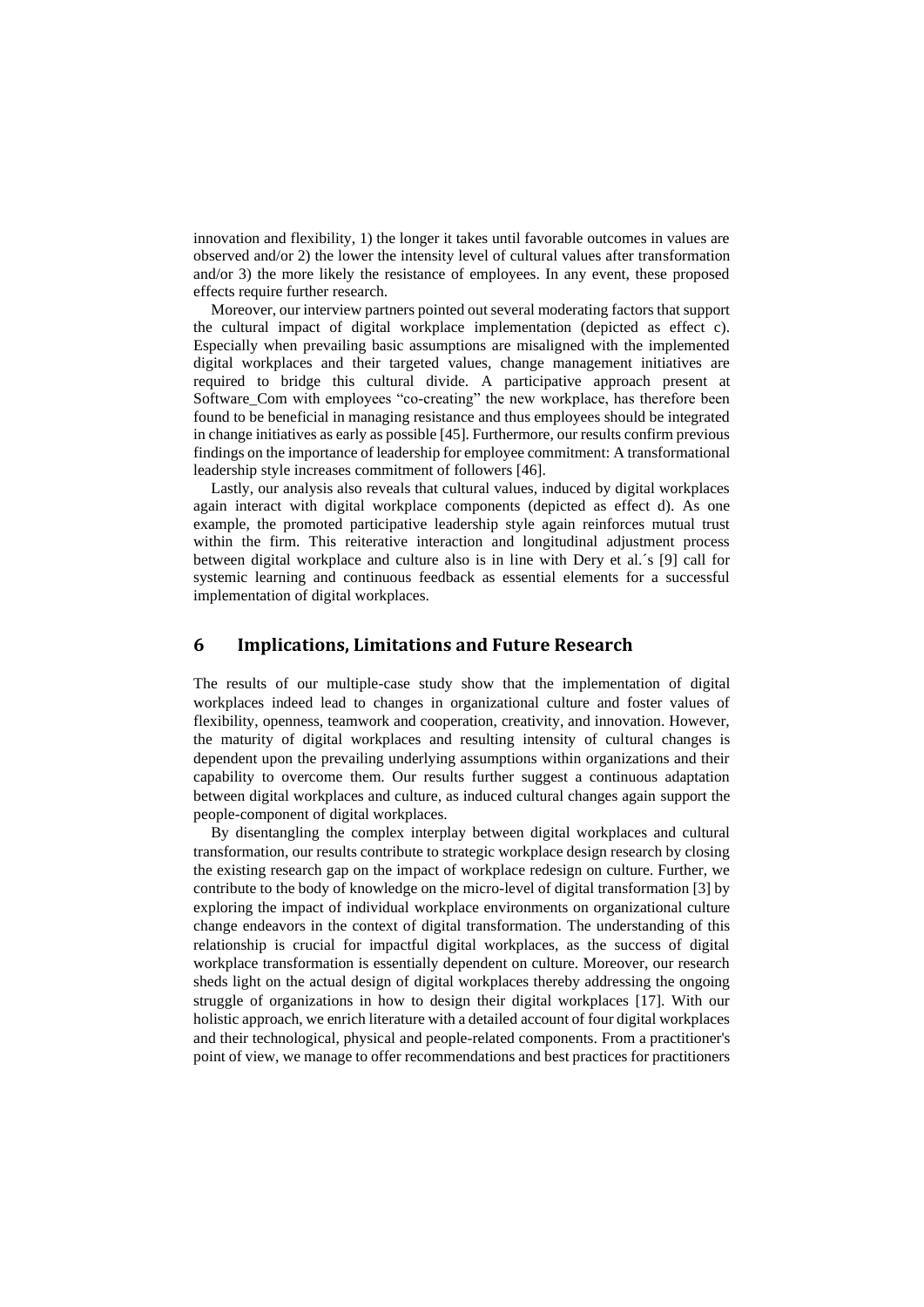innovation and flexibility, 1) the longer it takes until favorable outcomes in values are observed and/or 2) the lower the intensity level of cultural values after transformation and/or 3) the more likely the resistance of employees. In any event, these proposed effects require further research.

Moreover, our interview partners pointed out several moderating factors that support the cultural impact of digital workplace implementation (depicted as effect c). Especially when prevailing basic assumptions are misaligned with the implemented digital workplaces and their targeted values, change management initiatives are required to bridge this cultural divide. A participative approach present at Software_Com with employees "co-creating" the new workplace, has therefore been found to be beneficial in managing resistance and thus employees should be integrated in change initiatives as early as possible [45]. Furthermore, our results confirm previous findings on the importance of leadership for employee commitment: A transformational leadership style increases commitment of followers [46].

Lastly, our analysis also reveals that cultural values, induced by digital workplaces again interact with digital workplace components (depicted as effect d). As one example, the promoted participative leadership style again reinforces mutual trust within the firm. This reiterative interaction and longitudinal adjustment process between digital workplace and culture also is in line with Dery et al.´s [9] call for systemic learning and continuous feedback as essential elements for a successful implementation of digital workplaces.

## 6 Implications, Limitations and Future Research

The results of our multiple-case study show that the implementation of digital workplaces indeed lead to changes in organizational culture and foster values of flexibility, openness, teamwork and cooperation, creativity, and innovation. However, the maturity of digital workplaces and resulting intensity of cultural changes is dependent upon the prevailing underlying assumptions within organizations and their capability to overcome them. Our results further suggest a continuous adaptation between digital workplaces and culture, as induced cultural changes again support the people-component of digital workplaces.

By disentangling the complex interplay between digital workplaces and cultural transformation, our results contribute to strategic workplace design research by closing the existing research gap on the impact of workplace redesign on culture. Further, we contribute to the body of knowledge on the micro-level of digital transformation [3] by exploring the impact of individual workplace environments on organizational culture change endeavors in the context of digital transformation. The understanding of this relationship is crucial for impactful digital workplaces, as the success of digital workplace transformation is essentially dependent on culture. Moreover, our research sheds light on the actual design of digital workplaces thereby addressing the ongoing struggle of organizations in how to design their digital workplaces [17]. With our holistic approach, we enrich literature with a detailed account of four digital workplaces and their technological, physical and people-related components. From a practitioner's point of view, we manage to offer recommendations and best practices for practitioners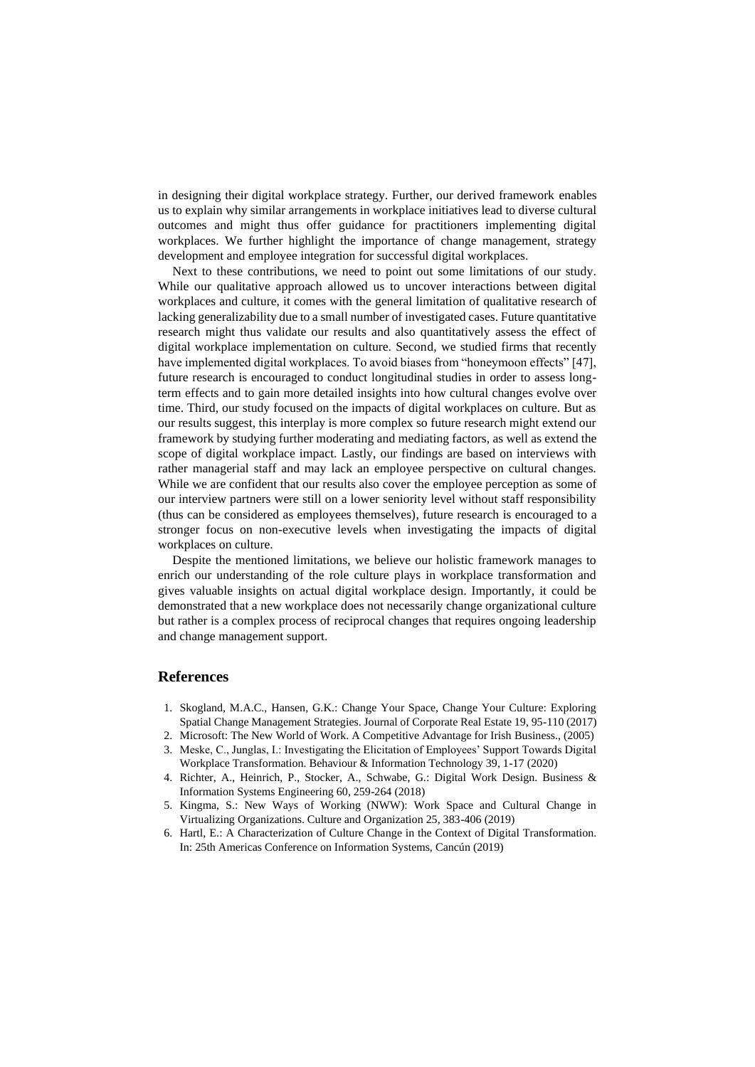in designing their digital workplace strategy. Further, our derived framework enables us to explain why similar arrangements in workplace initiatives lead to diverse cultural outcomes and might thus offer guidance for practitioners implementing digital workplaces. We further highlight the importance of change management, strategy development and employee integration for successful digital workplaces.

Next to these contributions, we need to point out some limitations of our study. While our qualitative approach allowed us to uncover interactions between digital workplaces and culture, it comes with the general limitation of qualitative research of lacking generalizability due to a small number of investigated cases. Future quantitative research might thus validate our results and also quantitatively assess the effect of digital workplace implementation on culture. Second, we studied firms that recently have implemented digital workplaces. To avoid biases from "honeymoon effects" [47], future research is encouraged to conduct longitudinal studies in order to assess long-term effects and to gain more detailed insights into how cultural changes evolve over time. Third, our study focused on the impacts of digital workplaces on culture. But as our results suggest, this interplay is more complex so future research might extend our framework by studying further moderating and mediating factors, as well as extend the scope of digital workplace impact. Lastly, our findings are based on interviews with rather managerial staff and may lack an employee perspective on cultural changes. While we are confident that our results also cover the employee perception as some of our interview partners were still on a lower seniority level without staff responsibility (thus can be considered as employees themselves), future research is encouraged to a stronger focus on non-executive levels when investigating the impacts of digital workplaces on culture.

Despite the mentioned limitations, we believe our holistic framework manages to enrich our understanding of the role culture plays in workplace transformation and gives valuable insights on actual digital workplace design. Importantly, it could be demonstrated that a new workplace does not necessarily change organizational culture but rather is a complex process of reciprocal changes that requires ongoing leadership and change management support.

## References

1. Skogland, M.A.C., Hansen, G.K.: Change Your Space, Change Your Culture: Exploring Spatial Change Management Strategies. Journal of Corporate Real Estate 19, 95-110 (2017)
2. Microsoft: The New World of Work. A Competitive Advantage for Irish Business., (2005)
3. Meske, C., Junglas, I.: Investigating the Elicitation of Employees' Support Towards Digital Workplace Transformation. Behaviour & Information Technology 39, 1-17 (2020)
4. Richter, A., Heinrich, P., Stocker, A., Schwabe, G.: Digital Work Design. Business & Information Systems Engineering 60, 259-264 (2018)
5. Kingma, S.: New Ways of Working (NWW): Work Space and Cultural Change in Virtualizing Organizations. Culture and Organization 25, 383-406 (2019)
6. Hartl, E.: A Characterization of Culture Change in the Context of Digital Transformation. In: 25th Americas Conference on Information Systems, Cancún (2019)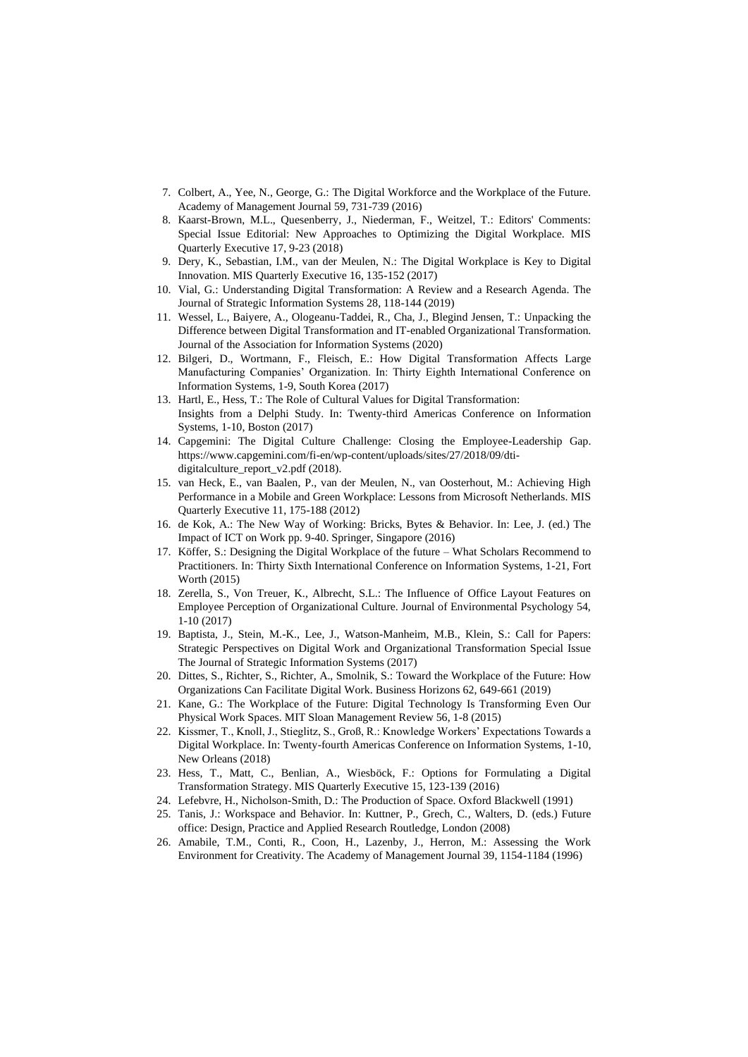7. Colbert, A., Yee, N., George, G.: The Digital Workforce and the Workplace of the Future. Academy of Management Journal 59, 731-739 (2016)
8. Kaarst-Brown, M.L., Quesenberry, J., Niederman, F., Weitzel, T.: Editors' Comments: Special Issue Editorial: New Approaches to Optimizing the Digital Workplace. MIS Quarterly Executive 17, 9-23 (2018)
9. Dery, K., Sebastian, I.M., van der Meulen, N.: The Digital Workplace is Key to Digital Innovation. MIS Quarterly Executive 16, 135-152 (2017)
10. Vial, G.: Understanding Digital Transformation: A Review and a Research Agenda. The Journal of Strategic Information Systems 28, 118-144 (2019)
11. Wessel, L., Baiyere, A., Ologeanu-Taddei, R., Cha, J., Blegind Jensen, T.: Unpacking the Difference between Digital Transformation and IT-enabled Organizational Transformation. Journal of the Association for Information Systems (2020)
12. Bilgeri, D., Wortmann, F., Fleisch, E.: How Digital Transformation Affects Large Manufacturing Companies' Organization. In: Thirty Eighth International Conference on Information Systems, 1-9, South Korea (2017)
13. Hartl, E., Hess, T.: The Role of Cultural Values for Digital Transformation: Insights from a Delphi Study. In: Twenty-third Americas Conference on Information Systems, 1-10, Boston (2017)
14. Capgemini: The Digital Culture Challenge: Closing the Employee-Leadership Gap. https://www.capgemini.com/fi-en/wp-content/uploads/sites/27/2018/09/dti-digitalculture_report_v2.pdf (2018).
15. van Heck, E., van Baalen, P., van der Meulen, N., van Oosterhout, M.: Achieving High Performance in a Mobile and Green Workplace: Lessons from Microsoft Netherlands. MIS Quarterly Executive 11, 175-188 (2012)
16. de Kok, A.: The New Way of Working: Bricks, Bytes & Behavior. In: Lee, J. (ed.) The Impact of ICT on Work pp. 9-40. Springer, Singapore (2016)
17. Köffer, S.: Designing the Digital Workplace of the future – What Scholars Recommend to Practitioners. In: Thirty Sixth International Conference on Information Systems, 1-21, Fort Worth (2015)
18. Zerella, S., Von Treuer, K., Albrecht, S.L.: The Influence of Office Layout Features on Employee Perception of Organizational Culture. Journal of Environmental Psychology 54, 1-10 (2017)
19. Baptista, J., Stein, M.-K., Lee, J., Watson-Manheim, M.B., Klein, S.: Call for Papers: Strategic Perspectives on Digital Work and Organizational Transformation Special Issue The Journal of Strategic Information Systems (2017)
20. Dittes, S., Richter, S., Richter, A., Smolnik, S.: Toward the Workplace of the Future: How Organizations Can Facilitate Digital Work. Business Horizons 62, 649-661 (2019)
21. Kane, G.: The Workplace of the Future: Digital Technology Is Transforming Even Our Physical Work Spaces. MIT Sloan Management Review 56, 1-8 (2015)
22. Kissmer, T., Knoll, J., Stieglitz, S., Groß, R.: Knowledge Workers' Expectations Towards a Digital Workplace. In: Twenty-fourth Americas Conference on Information Systems, 1-10, New Orleans (2018)
23. Hess, T., Matt, C., Benlian, A., Wiesböck, F.: Options for Formulating a Digital Transformation Strategy. MIS Quarterly Executive 15, 123-139 (2016)
24. Lefebvre, H., Nicholson-Smith, D.: The Production of Space. Oxford Blackwell (1991)
25. Tanis, J.: Workspace and Behavior. In: Kuttner, P., Grech, C., Walters, D. (eds.) Future office: Design, Practice and Applied Research Routledge, London (2008)
26. Amabile, T.M., Conti, R., Coon, H., Lazenby, J., Herron, M.: Assessing the Work Environment for Creativity. The Academy of Management Journal 39, 1154-1184 (1996)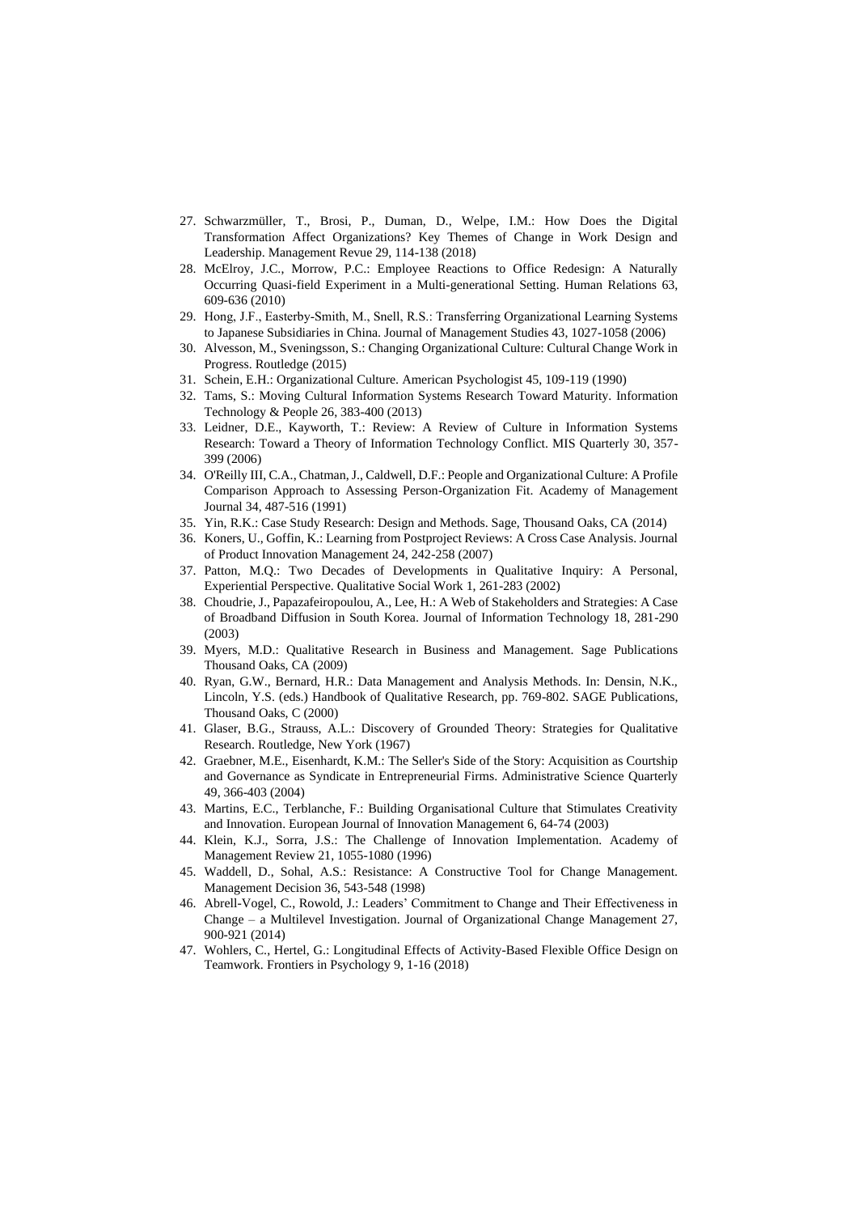27. Schwarzmüller, T., Brosi, P., Duman, D., Welpe, I.M.: How Does the Digital Transformation Affect Organizations? Key Themes of Change in Work Design and Leadership. Management Revue 29, 114-138 (2018)
28. McElroy, J.C., Morrow, P.C.: Employee Reactions to Office Redesign: A Naturally Occurring Quasi-field Experiment in a Multi-generational Setting. Human Relations 63, 609-636 (2010)
29. Hong, J.F., Easterby-Smith, M., Snell, R.S.: Transferring Organizational Learning Systems to Japanese Subsidiaries in China. Journal of Management Studies 43, 1027-1058 (2006)
30. Alvesson, M., Sveningsson, S.: Changing Organizational Culture: Cultural Change Work in Progress. Routledge (2015)
31. Schein, E.H.: Organizational Culture. American Psychologist 45, 109-119 (1990)
32. Tams, S.: Moving Cultural Information Systems Research Toward Maturity. Information Technology & People 26, 383-400 (2013)
33. Leidner, D.E., Kayworth, T.: Review: A Review of Culture in Information Systems Research: Toward a Theory of Information Technology Conflict. MIS Quarterly 30, 357-399 (2006)
34. O'Reilly III, C.A., Chatman, J., Caldwell, D.F.: People and Organizational Culture: A Profile Comparison Approach to Assessing Person-Organization Fit. Academy of Management Journal 34, 487-516 (1991)
35. Yin, R.K.: Case Study Research: Design and Methods. Sage, Thousand Oaks, CA (2014)
36. Koners, U., Goffin, K.: Learning from Postproject Reviews: A Cross Case Analysis. Journal of Product Innovation Management 24, 242-258 (2007)
37. Patton, M.Q.: Two Decades of Developments in Qualitative Inquiry: A Personal, Experiential Perspective. Qualitative Social Work 1, 261-283 (2002)
38. Choudrie, J., Papazafeiropoulou, A., Lee, H.: A Web of Stakeholders and Strategies: A Case of Broadband Diffusion in South Korea. Journal of Information Technology 18, 281-290 (2003)
39. Myers, M.D.: Qualitative Research in Business and Management. Sage Publications Thousand Oaks, CA (2009)
40. Ryan, G.W., Bernard, H.R.: Data Management and Analysis Methods. In: Densin, N.K., Lincoln, Y.S. (eds.) Handbook of Qualitative Research, pp. 769-802. SAGE Publications, Thousand Oaks, C (2000)
41. Glaser, B.G., Strauss, A.L.: Discovery of Grounded Theory: Strategies for Qualitative Research. Routledge, New York (1967)
42. Graebner, M.E., Eisenhardt, K.M.: The Seller's Side of the Story: Acquisition as Courtship and Governance as Syndicate in Entrepreneurial Firms. Administrative Science Quarterly 49, 366-403 (2004)
43. Martins, E.C., Terblanche, F.: Building Organisational Culture that Stimulates Creativity and Innovation. European Journal of Innovation Management 6, 64-74 (2003)
44. Klein, K.J., Sorra, J.S.: The Challenge of Innovation Implementation. Academy of Management Review 21, 1055-1080 (1996)
45. Waddell, D., Sohal, A.S.: Resistance: A Constructive Tool for Change Management. Management Decision 36, 543-548 (1998)
46. Abrell-Vogel, C., Rowold, J.: Leaders' Commitment to Change and Their Effectiveness in Change – a Multilevel Investigation. Journal of Organizational Change Management 27, 900-921 (2014)
47. Wohlers, C., Hertel, G.: Longitudinal Effects of Activity-Based Flexible Office Design on Teamwork. Frontiers in Psychology 9, 1-16 (2018)